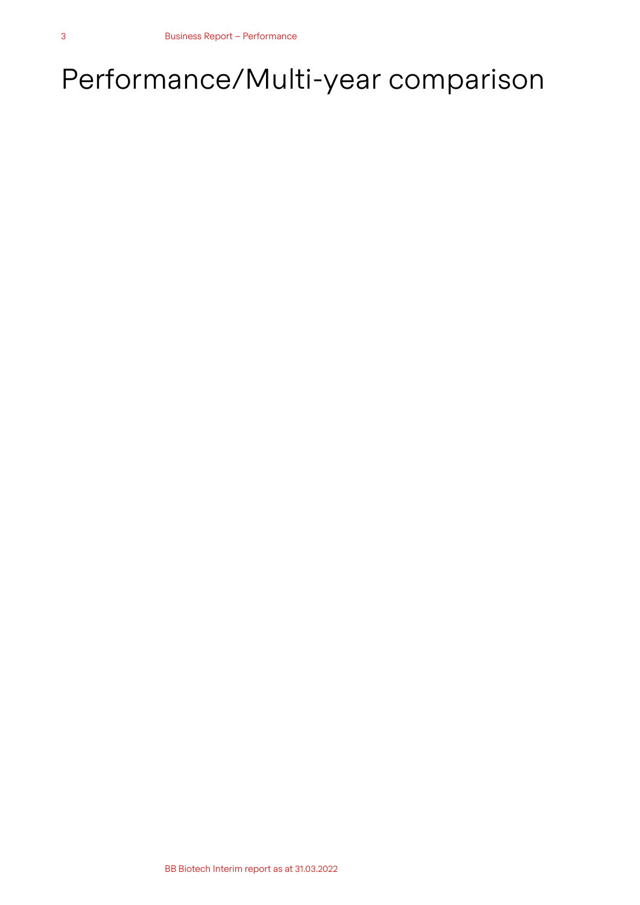# Performance/Multi-year comparison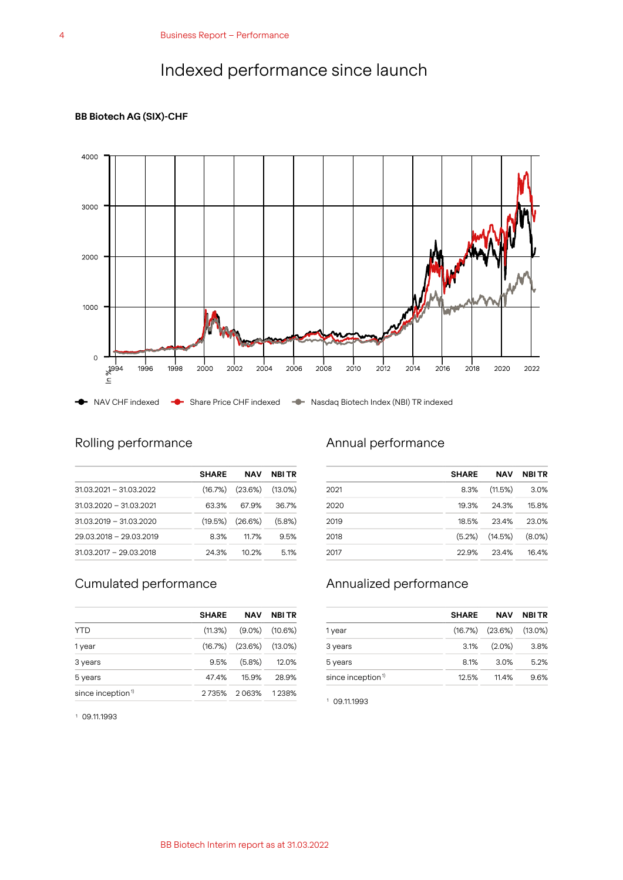# Indexed performance since launch

**BB Biotech AG (SIX)-CHF**

NAV CHF indexed — Share Price CHF indexed — Nasdaq Biotech Index (NBI) TR indexed

## Rolling performance

| | SHARE | NAV | NBI TR |
|---|---|---|---|
| 31.03.2021 – 31.03.2022 | (16.7%) | (23.6%) | (13.0%) |
| 31.03.2020 – 31.03.2021 | 63.3% | 67.9% | 36.7% |
| 31.03.2019 – 31.03.2020 | (19.5%) | (26.6%) | (5.8%) |
| 29.03.2018 – 29.03.2019 | 8.3% | 11.7% | 9.5% |
| 31.03.2017 – 29.03.2018 | 24.3% | 10.2% | 5.1% |

## Cumulated performance

| | SHARE | NAV | NBI TR |
|---|---|---|---|
| YTD | (11.3%) | (9.0%) | (10.6%) |
| 1 year | (16.7%) | (23.6%) | (13.0%) |
| 3 years | 9.5% | (5.8%) | 12.0% |
| 5 years | 47.4% | 15.9% | 28.9% |
| since inception[1] | 2 735% | 2 063% | 1 238% |

[1] 09.11.1993

## Annual performance

| | SHARE | NAV | NBI TR |
|---|---|---|---|
| 2021 | 8.3% | (11.5%) | 3.0% |
| 2020 | 19.3% | 24.3% | 15.8% |
| 2019 | 18.5% | 23.4% | 23.0% |
| 2018 | (5.2%) | (14.5%) | (8.0%) |
| 2017 | 22.9% | 23.4% | 16.4% |

## Annualized performance

| | SHARE | NAV | NBI TR |
|---|---|---|---|
| 1 year | (16.7%) | (23.6%) | (13.0%) |
| 3 years | 3.1% | (2.0%) | 3.8% |
| 5 years | 8.1% | 3.0% | 5.2% |
| since inception[1] | 12.5% | 11.4% | 9.6% |

[1] 09.11.1993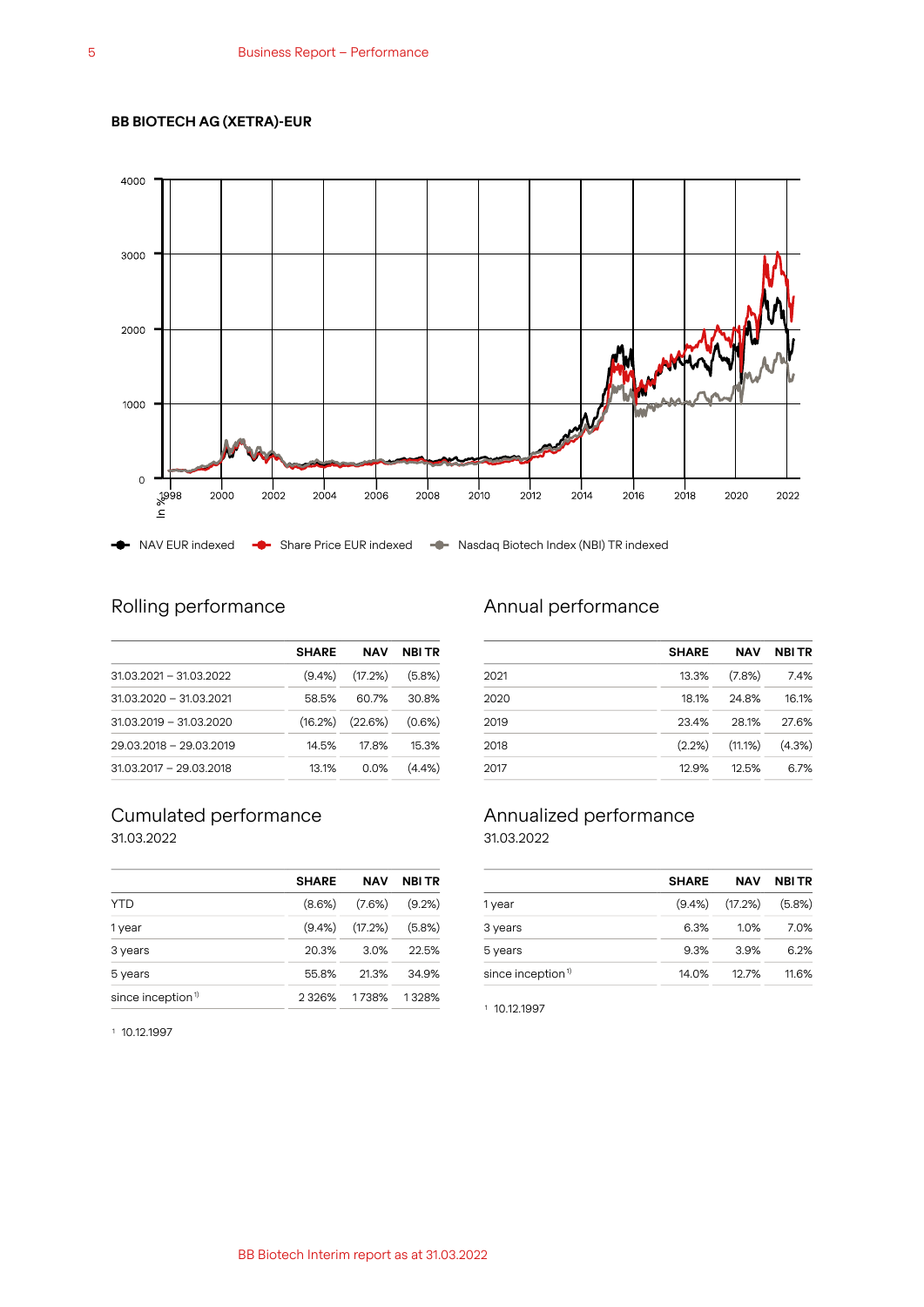**BB BIOTECH AG (XETRA)-EUR**

NAV EUR indexed — Share Price EUR indexed — Nasdaq Biotech Index (NBI) TR indexed

## Rolling performance

| | SHARE | NAV | NBI TR |
|---|---|---|---|
| 31.03.2021 – 31.03.2022 | (9.4%) | (17.2%) | (5.8%) |
| 31.03.2020 – 31.03.2021 | 58.5% | 60.7% | 30.8% |
| 31.03.2019 – 31.03.2020 | (16.2%) | (22.6%) | (0.6%) |
| 29.03.2018 – 29.03.2019 | 14.5% | 17.8% | 15.3% |
| 31.03.2017 – 29.03.2018 | 13.1% | 0.0% | (4.4%) |

## Annual performance

| | SHARE | NAV | NBI TR |
|---|---|---|---|
| 2021 | 13.3% | (7.8%) | 7.4% |
| 2020 | 18.1% | 24.8% | 16.1% |
| 2019 | 23.4% | 28.1% | 27.6% |
| 2018 | (2.2%) | (11.1%) | (4.3%) |
| 2017 | 12.9% | 12.5% | 6.7% |

## Cumulated performance

31.03.2022

| | SHARE | NAV | NBI TR |
|---|---|---|---|
| YTD | (8.6%) | (7.6%) | (9.2%) |
| 1 year | (9.4%) | (17.2%) | (5.8%) |
| 3 years | 20.3% | 3.0% | 22.5% |
| 5 years | 55.8% | 21.3% | 34.9% |
| since inception[1] | 2 326% | 1 738% | 1 328% |

[1] 10.12.1997

## Annualized performance

31.03.2022

| | SHARE | NAV | NBI TR |
|---|---|---|---|
| 1 year | (9.4%) | (17.2%) | (5.8%) |
| 3 years | 6.3% | 1.0% | 7.0% |
| 5 years | 9.3% | 3.9% | 6.2% |
| since inception[1] | 14.0% | 12.7% | 11.6% |

[1] 10.12.1997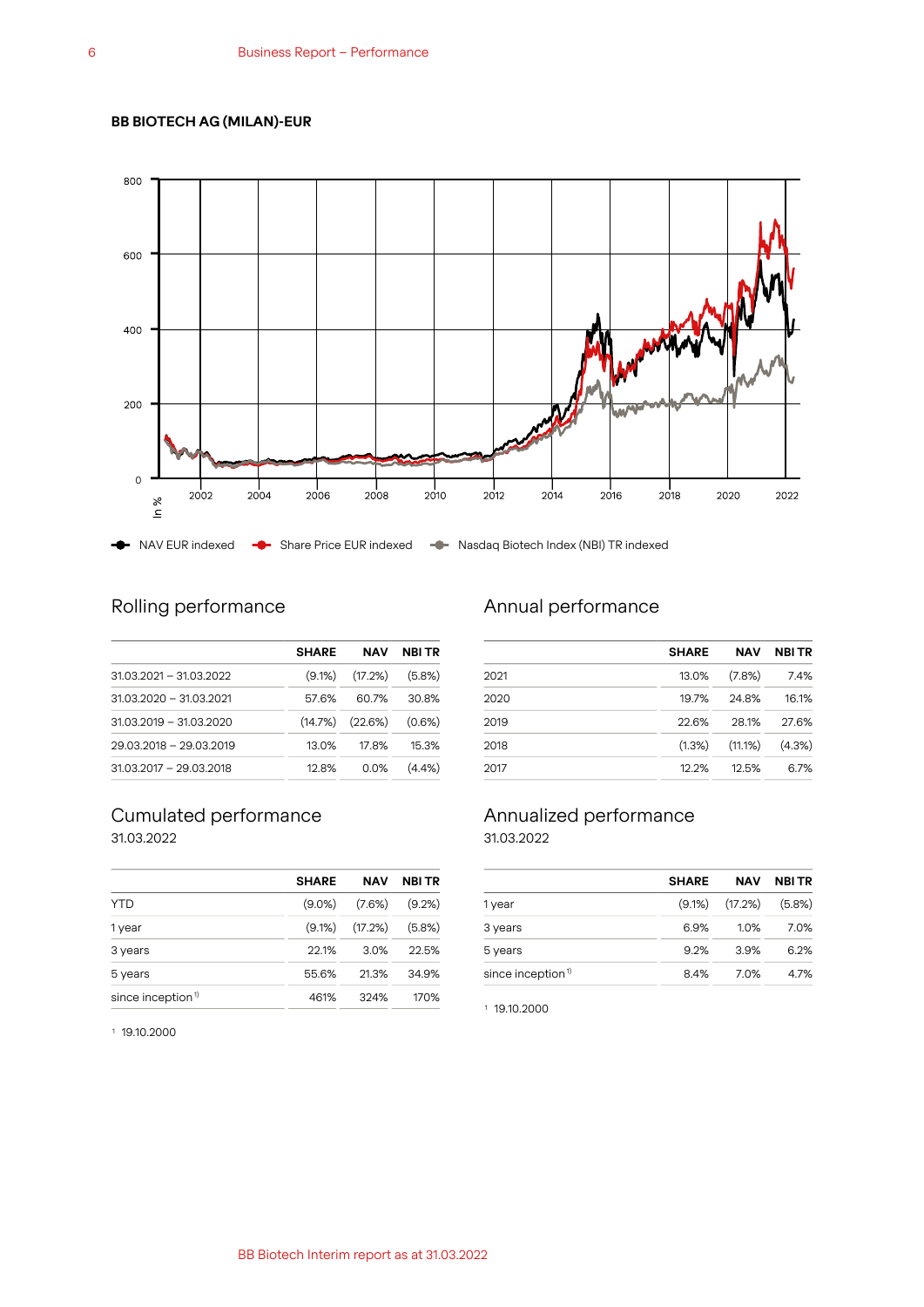## BB BIOTECH AG (MILAN)-EUR

● NAV EUR indexed ● Share Price EUR indexed ● Nasdaq Biotech Index (NBI) TR indexed

### Rolling performance

| | SHARE | NAV | NBI TR |
|---|---|---|---|
| 31.03.2021 – 31.03.2022 | (9.1%) | (17.2%) | (5.8%) |
| 31.03.2020 – 31.03.2021 | 57.6% | 60.7% | 30.8% |
| 31.03.2019 – 31.03.2020 | (14.7%) | (22.6%) | (0.6%) |
| 29.03.2018 – 29.03.2019 | 13.0% | 17.8% | 15.3% |
| 31.03.2017 – 29.03.2018 | 12.8% | 0.0% | (4.4%) |

### Annual performance

| | SHARE | NAV | NBI TR |
|---|---|---|---|
| 2021 | 13.0% | (7.8%) | 7.4% |
| 2020 | 19.7% | 24.8% | 16.1% |
| 2019 | 22.6% | 28.1% | 27.6% |
| 2018 | (1.3%) | (11.1%) | (4.3%) |
| 2017 | 12.2% | 12.5% | 6.7% |

### Cumulated performance

31.03.2022

| | SHARE | NAV | NBI TR |
|---|---|---|---|
| YTD | (9.0%) | (7.6%) | (9.2%) |
| 1 year | (9.1%) | (17.2%) | (5.8%) |
| 3 years | 22.1% | 3.0% | 22.5% |
| 5 years | 55.6% | 21.3% | 34.9% |
| since inception [1] | 461% | 324% | 170% |

[1] 19.10.2000

### Annualized performance

31.03.2022

| | SHARE | NAV | NBI TR |
|---|---|---|---|
| 1 year | (9.1%) | (17.2%) | (5.8%) |
| 3 years | 6.9% | 1.0% | 7.0% |
| 5 years | 9.2% | 3.9% | 6.2% |
| since inception [1] | 8.4% | 7.0% | 4.7% |

[1] 19.10.2000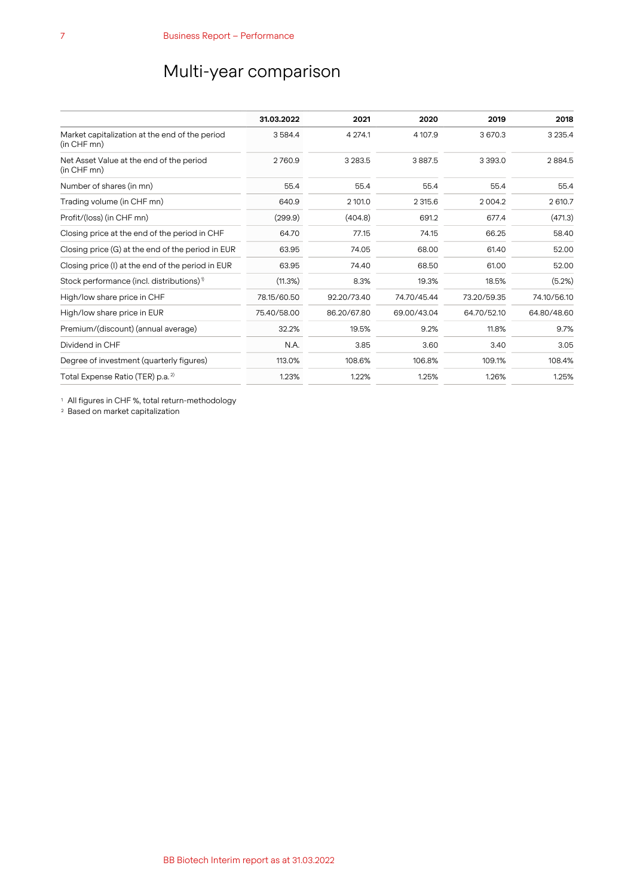# Multi-year comparison

| | 31.03.2022 | 2021 | 2020 | 2019 | 2018 |
|---|---|---|---|---|---|
| Market capitalization at the end of the period (in CHF mn) | 3 584.4 | 4 274.1 | 4 107.9 | 3 670.3 | 3 235.4 |
| Net Asset Value at the end of the period (in CHF mn) | 2 760.9 | 3 283.5 | 3 887.5 | 3 393.0 | 2 884.5 |
| Number of shares (in mn) | 55.4 | 55.4 | 55.4 | 55.4 | 55.4 |
| Trading volume (in CHF mn) | 640.9 | 2 101.0 | 2 315.6 | 2 004.2 | 2 610.7 |
| Profit/(loss) (in CHF mn) | (299.9) | (404.8) | 691.2 | 677.4 | (471.3) |
| Closing price at the end of the period in CHF | 64.70 | 77.15 | 74.15 | 66.25 | 58.40 |
| Closing price (G) at the end of the period in EUR | 63.95 | 74.05 | 68.00 | 61.40 | 52.00 |
| Closing price (I) at the end of the period in EUR | 63.95 | 74.40 | 68.50 | 61.00 | 52.00 |
| Stock performance (incl. distributions) [1] | (11.3%) | 8.3% | 19.3% | 18.5% | (5.2%) |
| High/low share price in CHF | 78.15/60.50 | 92.20/73.40 | 74.70/45.44 | 73.20/59.35 | 74.10/56.10 |
| High/low share price in EUR | 75.40/58.00 | 86.20/67.80 | 69.00/43.04 | 64.70/52.10 | 64.80/48.60 |
| Premium/(discount) (annual average) | 32.2% | 19.5% | 9.2% | 11.8% | 9.7% |
| Dividend in CHF | N.A. | 3.85 | 3.60 | 3.40 | 3.05 |
| Degree of investment (quarterly figures) | 113.0% | 108.6% | 106.8% | 109.1% | 108.4% |
| Total Expense Ratio (TER) p.a. [2] | 1.23% | 1.22% | 1.25% | 1.26% | 1.25% |

[1] All figures in CHF %, total return-methodology
[2] Based on market capitalization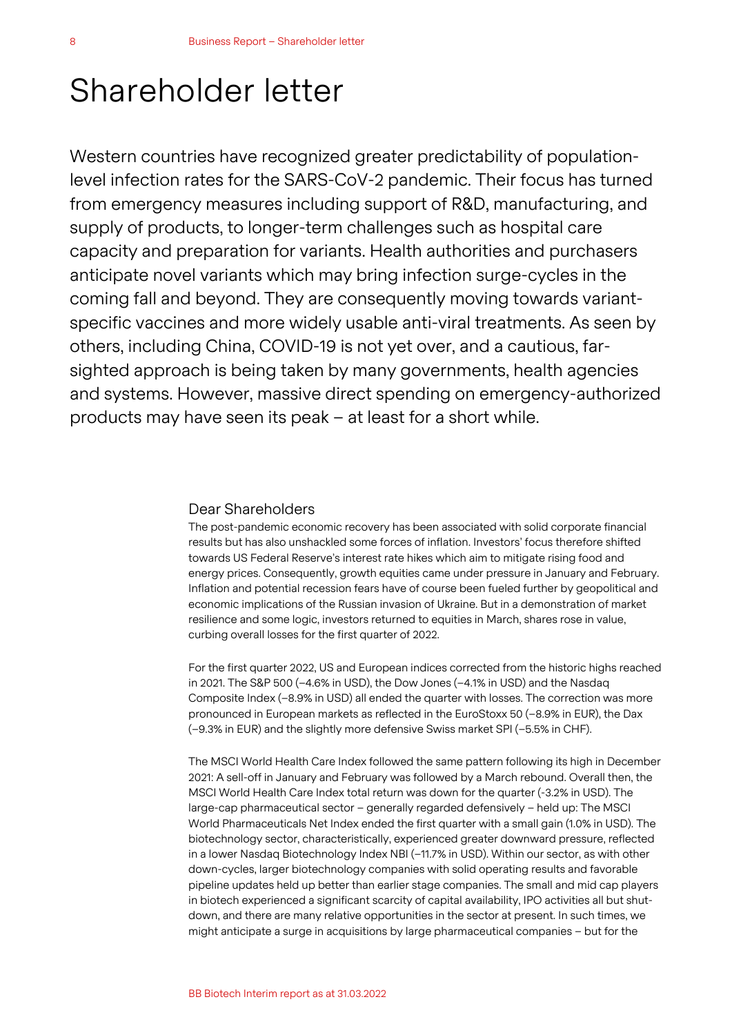# Shareholder letter

Western countries have recognized greater predictability of population-level infection rates for the SARS-CoV-2 pandemic. Their focus has turned from emergency measures including support of R&D, manufacturing, and supply of products, to longer-term challenges such as hospital care capacity and preparation for variants. Health authorities and purchasers anticipate novel variants which may bring infection surge-cycles in the coming fall and beyond. They are consequently moving towards variant-specific vaccines and more widely usable anti-viral treatments. As seen by others, including China, COVID-19 is not yet over, and a cautious, far-sighted approach is being taken by many governments, health agencies and systems. However, massive direct spending on emergency-authorized products may have seen its peak – at least for a short while.

## Dear Shareholders

The post-pandemic economic recovery has been associated with solid corporate financial results but has also unshackled some forces of inflation. Investors' focus therefore shifted towards US Federal Reserve's interest rate hikes which aim to mitigate rising food and energy prices. Consequently, growth equities came under pressure in January and February. Inflation and potential recession fears have of course been fueled further by geopolitical and economic implications of the Russian invasion of Ukraine. But in a demonstration of market resilience and some logic, investors returned to equities in March, shares rose in value, curbing overall losses for the first quarter of 2022.

For the first quarter 2022, US and European indices corrected from the historic highs reached in 2021. The S&P 500 (–4.6% in USD), the Dow Jones (–4.1% in USD) and the Nasdaq Composite Index (–8.9% in USD) all ended the quarter with losses. The correction was more pronounced in European markets as reflected in the EuroStoxx 50 (–8.9% in EUR), the Dax (–9.3% in EUR) and the slightly more defensive Swiss market SPI (–5.5% in CHF).

The MSCI World Health Care Index followed the same pattern following its high in December 2021: A sell-off in January and February was followed by a March rebound. Overall then, the MSCI World Health Care Index total return was down for the quarter (-3.2% in USD). The large-cap pharmaceutical sector – generally regarded defensively – held up: The MSCI World Pharmaceuticals Net Index ended the first quarter with a small gain (1.0% in USD). The biotechnology sector, characteristically, experienced greater downward pressure, reflected in a lower Nasdaq Biotechnology Index NBI (–11.7% in USD). Within our sector, as with other down-cycles, larger biotechnology companies with solid operating results and favorable pipeline updates held up better than earlier stage companies. The small and mid cap players in biotech experienced a significant scarcity of capital availability, IPO activities all but shut-down, and there are many relative opportunities in the sector at present. In such times, we might anticipate a surge in acquisitions by large pharmaceutical companies – but for the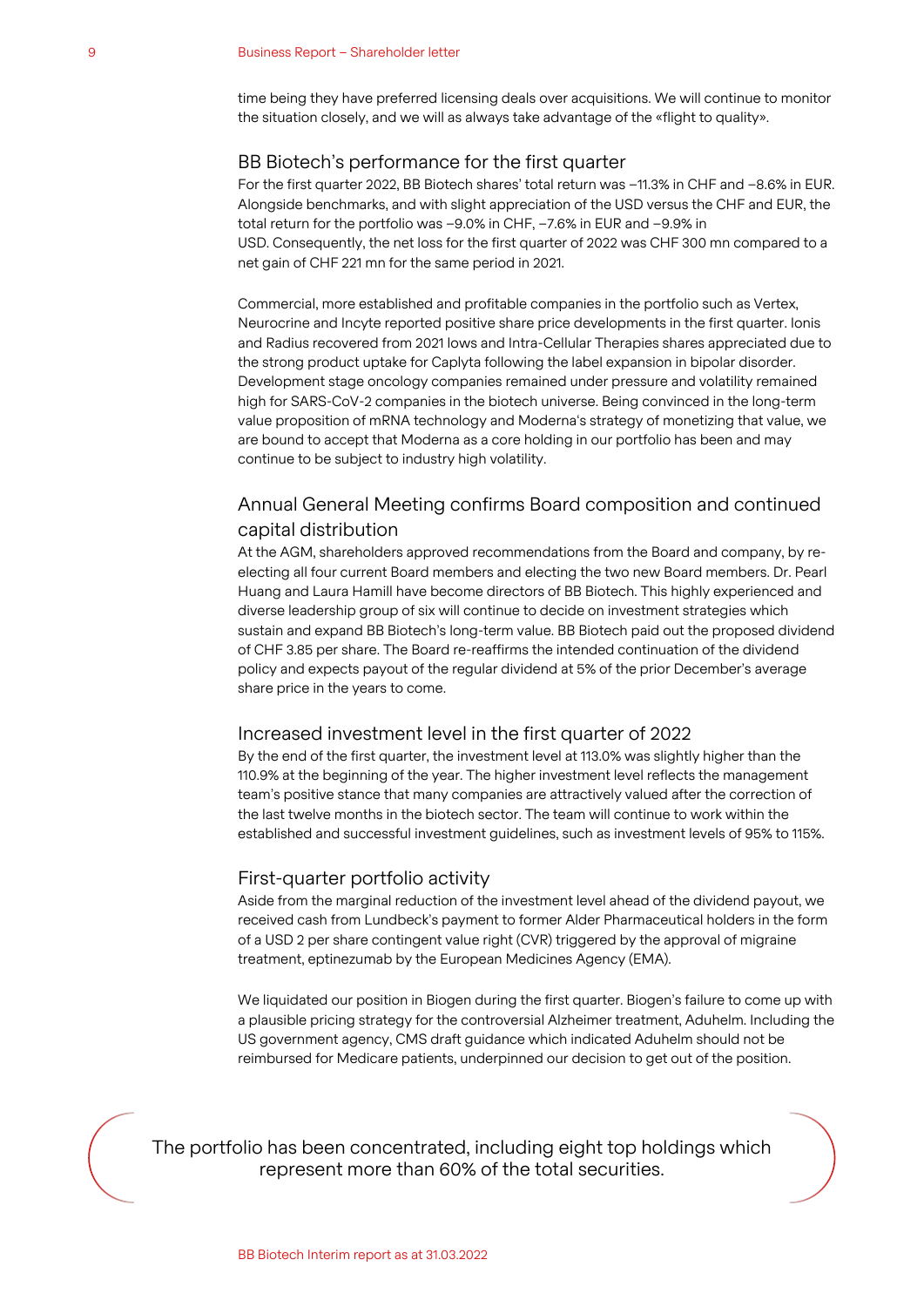time being they have preferred licensing deals over acquisitions. We will continue to monitor the situation closely, and we will as always take advantage of the «flight to quality».

## BB Biotech's performance for the first quarter

For the first quarter 2022, BB Biotech shares' total return was –11.3% in CHF and –8.6% in EUR. Alongside benchmarks, and with slight appreciation of the USD versus the CHF and EUR, the total return for the portfolio was –9.0% in CHF, –7.6% in EUR and –9.9% in USD. Consequently, the net loss for the first quarter of 2022 was CHF 300 mn compared to a net gain of CHF 221 mn for the same period in 2021.

Commercial, more established and profitable companies in the portfolio such as Vertex, Neurocrine and Incyte reported positive share price developments in the first quarter. Ionis and Radius recovered from 2021 lows and Intra-Cellular Therapies shares appreciated due to the strong product uptake for Caplyta following the label expansion in bipolar disorder. Development stage oncology companies remained under pressure and volatility remained high for SARS-CoV-2 companies in the biotech universe. Being convinced in the long-term value proposition of mRNA technology and Moderna's strategy of monetizing that value, we are bound to accept that Moderna as a core holding in our portfolio has been and may continue to be subject to industry high volatility.

## Annual General Meeting confirms Board composition and continued capital distribution

At the AGM, shareholders approved recommendations from the Board and company, by re-electing all four current Board members and electing the two new Board members. Dr. Pearl Huang and Laura Hamill have become directors of BB Biotech. This highly experienced and diverse leadership group of six will continue to decide on investment strategies which sustain and expand BB Biotech's long-term value. BB Biotech paid out the proposed dividend of CHF 3.85 per share. The Board re-reaffirms the intended continuation of the dividend policy and expects payout of the regular dividend at 5% of the prior December's average share price in the years to come.

## Increased investment level in the first quarter of 2022

By the end of the first quarter, the investment level at 113.0% was slightly higher than the 110.9% at the beginning of the year. The higher investment level reflects the management team's positive stance that many companies are attractively valued after the correction of the last twelve months in the biotech sector. The team will continue to work within the established and successful investment guidelines, such as investment levels of 95% to 115%.

## First-quarter portfolio activity

Aside from the marginal reduction of the investment level ahead of the dividend payout, we received cash from Lundbeck's payment to former Alder Pharmaceutical holders in the form of a USD 2 per share contingent value right (CVR) triggered by the approval of migraine treatment, eptinezumab by the European Medicines Agency (EMA).

We liquidated our position in Biogen during the first quarter. Biogen's failure to come up with a plausible pricing strategy for the controversial Alzheimer treatment, Aduhelm. Including the US government agency, CMS draft guidance which indicated Aduhelm should not be reimbursed for Medicare patients, underpinned our decision to get out of the position.

> The portfolio has been concentrated, including eight top holdings which represent more than 60% of the total securities.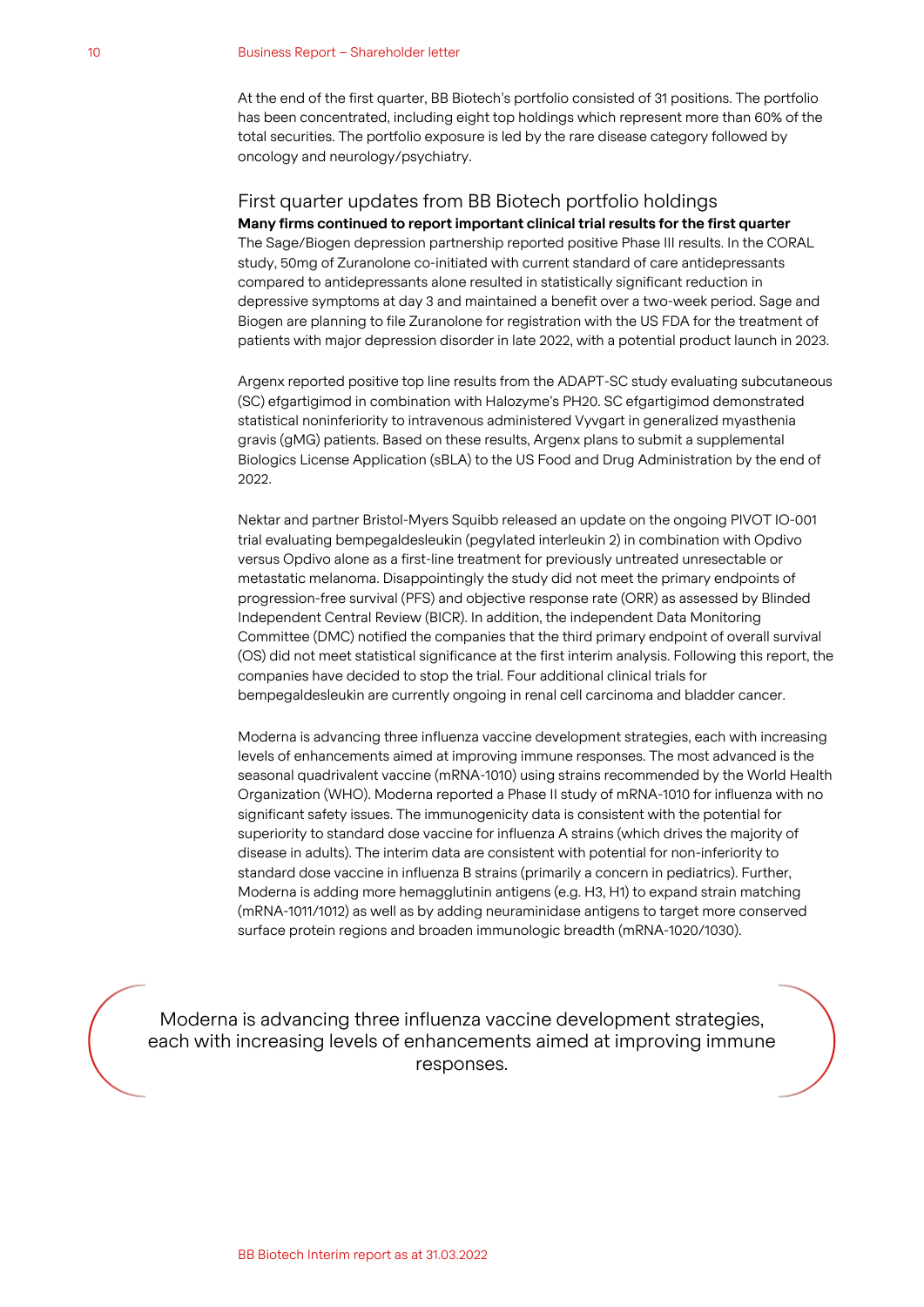At the end of the first quarter, BB Biotech's portfolio consisted of 31 positions. The portfolio has been concentrated, including eight top holdings which represent more than 60% of the total securities. The portfolio exposure is led by the rare disease category followed by oncology and neurology/psychiatry.

## First quarter updates from BB Biotech portfolio holdings

**Many firms continued to report important clinical trial results for the first quarter**

The Sage/Biogen depression partnership reported positive Phase III results. In the CORAL study, 50mg of Zuranolone co-initiated with current standard of care antidepressants compared to antidepressants alone resulted in statistically significant reduction in depressive symptoms at day 3 and maintained a benefit over a two-week period. Sage and Biogen are planning to file Zuranolone for registration with the US FDA for the treatment of patients with major depression disorder in late 2022, with a potential product launch in 2023.

Argenx reported positive top line results from the ADAPT-SC study evaluating subcutaneous (SC) efgartigimod in combination with Halozyme's PH20. SC efgartigimod demonstrated statistical noninferiority to intravenous administered Vyvgart in generalized myasthenia gravis (gMG) patients. Based on these results, Argenx plans to submit a supplemental Biologics License Application (sBLA) to the US Food and Drug Administration by the end of 2022.

Nektar and partner Bristol-Myers Squibb released an update on the ongoing PIVOT IO-001 trial evaluating bempegaldesleukin (pegylated interleukin 2) in combination with Opdivo versus Opdivo alone as a first-line treatment for previously untreated unresectable or metastatic melanoma. Disappointingly the study did not meet the primary endpoints of progression-free survival (PFS) and objective response rate (ORR) as assessed by Blinded Independent Central Review (BICR). In addition, the independent Data Monitoring Committee (DMC) notified the companies that the third primary endpoint of overall survival (OS) did not meet statistical significance at the first interim analysis. Following this report, the companies have decided to stop the trial. Four additional clinical trials for bempegaldesleukin are currently ongoing in renal cell carcinoma and bladder cancer.

Moderna is advancing three influenza vaccine development strategies, each with increasing levels of enhancements aimed at improving immune responses. The most advanced is the seasonal quadrivalent vaccine (mRNA-1010) using strains recommended by the World Health Organization (WHO). Moderna reported a Phase II study of mRNA-1010 for influenza with no significant safety issues. The immunogenicity data is consistent with the potential for superiority to standard dose vaccine for influenza A strains (which drives the majority of disease in adults). The interim data are consistent with potential for non-inferiority to standard dose vaccine in influenza B strains (primarily a concern in pediatrics). Further, Moderna is adding more hemagglutinin antigens (e.g. H3, H1) to expand strain matching (mRNA-1011/1012) as well as by adding neuraminidase antigens to target more conserved surface protein regions and broaden immunologic breadth (mRNA-1020/1030).

> Moderna is advancing three influenza vaccine development strategies, each with increasing levels of enhancements aimed at improving immune responses.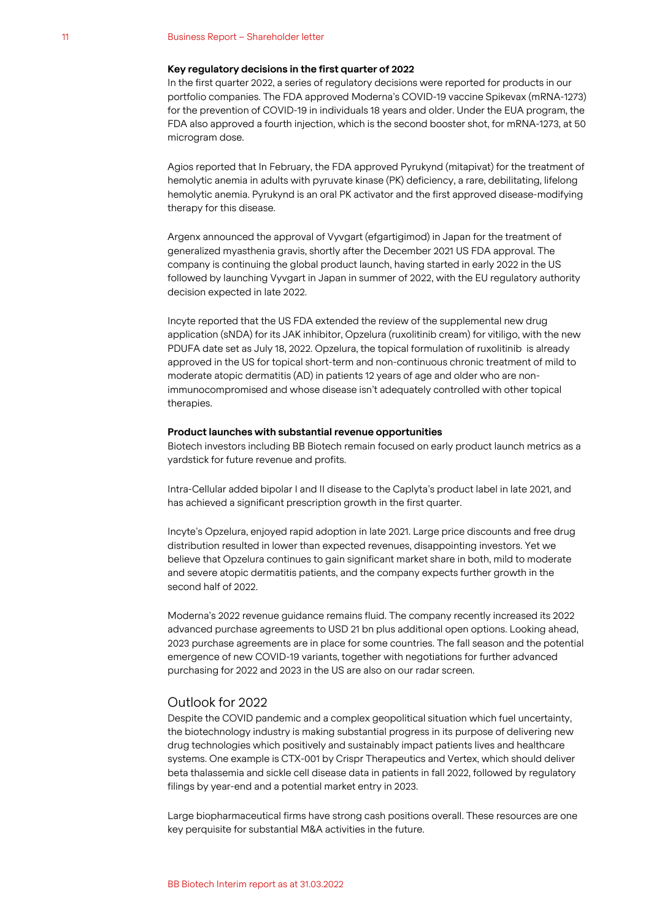### Key regulatory decisions in the first quarter of 2022

In the first quarter 2022, a series of regulatory decisions were reported for products in our portfolio companies. The FDA approved Moderna's COVID-19 vaccine Spikevax (mRNA-1273) for the prevention of COVID-19 in individuals 18 years and older. Under the EUA program, the FDA also approved a fourth injection, which is the second booster shot, for mRNA-1273, at 50 microgram dose.

Agios reported that In February, the FDA approved Pyrukynd (mitapivat) for the treatment of hemolytic anemia in adults with pyruvate kinase (PK) deficiency, a rare, debilitating, lifelong hemolytic anemia. Pyrukynd is an oral PK activator and the first approved disease-modifying therapy for this disease.

Argenx announced the approval of Vyvgart (efgartigimod) in Japan for the treatment of generalized myasthenia gravis, shortly after the December 2021 US FDA approval. The company is continuing the global product launch, having started in early 2022 in the US followed by launching Vyvgart in Japan in summer of 2022, with the EU regulatory authority decision expected in late 2022.

Incyte reported that the US FDA extended the review of the supplemental new drug application (sNDA) for its JAK inhibitor, Opzelura (ruxolitinib cream) for vitiligo, with the new PDUFA date set as July 18, 2022. Opzelura, the topical formulation of ruxolitinib is already approved in the US for topical short-term and non-continuous chronic treatment of mild to moderate atopic dermatitis (AD) in patients 12 years of age and older who are non-immunocompromised and whose disease isn't adequately controlled with other topical therapies.

### Product launches with substantial revenue opportunities

Biotech investors including BB Biotech remain focused on early product launch metrics as a yardstick for future revenue and profits.

Intra-Cellular added bipolar I and II disease to the Caplyta's product label in late 2021, and has achieved a significant prescription growth in the first quarter.

Incyte's Opzelura, enjoyed rapid adoption in late 2021. Large price discounts and free drug distribution resulted in lower than expected revenues, disappointing investors. Yet we believe that Opzelura continues to gain significant market share in both, mild to moderate and severe atopic dermatitis patients, and the company expects further growth in the second half of 2022.

Moderna's 2022 revenue guidance remains fluid. The company recently increased its 2022 advanced purchase agreements to USD 21 bn plus additional open options. Looking ahead, 2023 purchase agreements are in place for some countries. The fall season and the potential emergence of new COVID-19 variants, together with negotiations for further advanced purchasing for 2022 and 2023 in the US are also on our radar screen.

## Outlook for 2022

Despite the COVID pandemic and a complex geopolitical situation which fuel uncertainty, the biotechnology industry is making substantial progress in its purpose of delivering new drug technologies which positively and sustainably impact patients lives and healthcare systems. One example is CTX-001 by Crispr Therapeutics and Vertex, which should deliver beta thalassemia and sickle cell disease data in patients in fall 2022, followed by regulatory filings by year-end and a potential market entry in 2023.

Large biopharmaceutical firms have strong cash positions overall. These resources are one key perquisite for substantial M&A activities in the future.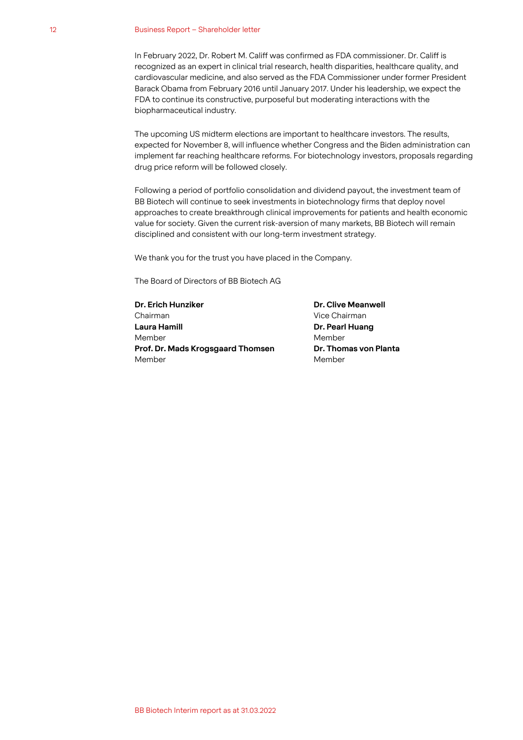In February 2022, Dr. Robert M. Califf was confirmed as FDA commissioner. Dr. Califf is recognized as an expert in clinical trial research, health disparities, healthcare quality, and cardiovascular medicine, and also served as the FDA Commissioner under former President Barack Obama from February 2016 until January 2017. Under his leadership, we expect the FDA to continue its constructive, purposeful but moderating interactions with the biopharmaceutical industry.

The upcoming US midterm elections are important to healthcare investors. The results, expected for November 8, will influence whether Congress and the Biden administration can implement far reaching healthcare reforms. For biotechnology investors, proposals regarding drug price reform will be followed closely.

Following a period of portfolio consolidation and dividend payout, the investment team of BB Biotech will continue to seek investments in biotechnology firms that deploy novel approaches to create breakthrough clinical improvements for patients and health economic value for society. Given the current risk-aversion of many markets, BB Biotech will remain disciplined and consistent with our long-term investment strategy.

We thank you for the trust you have placed in the Company.

The Board of Directors of BB Biotech AG

**Dr. Erich Hunziker**
Chairman

**Dr. Clive Meanwell**
Vice Chairman

**Laura Hamill**
Member

**Dr. Pearl Huang**
Member

**Prof. Dr. Mads Krogsgaard Thomsen**
Member

**Dr. Thomas von Planta**
Member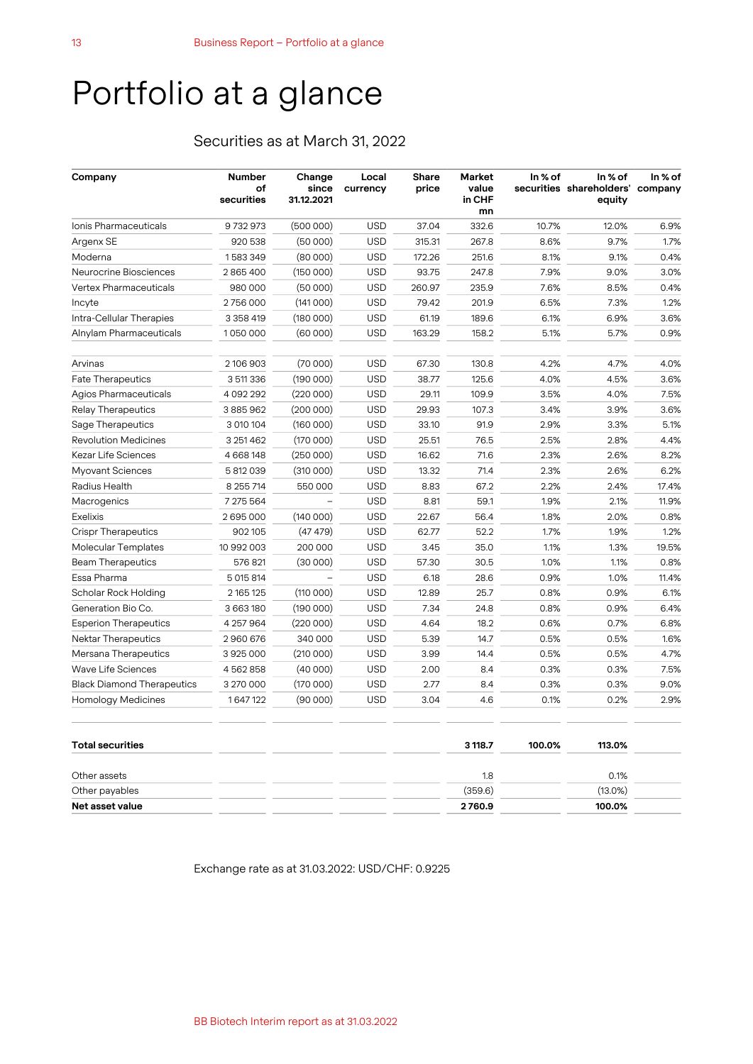# Portfolio at a glance

## Securities as at March 31, 2022

| Company | Number of securities | Change since 31.12.2021 | Local currency | Share price | Market value in CHF mn | In % of securities | In % of shareholders' equity | In % of company |
|---|---|---|---|---|---|---|---|---|
| Ionis Pharmaceuticals | 9 732 973 | (500 000) | USD | 37.04 | 332.6 | 10.7% | 12.0% | 6.9% |
| Argenx SE | 920 538 | (50 000) | USD | 315.31 | 267.8 | 8.6% | 9.7% | 1.7% |
| Moderna | 1 583 349 | (80 000) | USD | 172.26 | 251.6 | 8.1% | 9.1% | 0.4% |
| Neurocrine Biosciences | 2 865 400 | (150 000) | USD | 93.75 | 247.8 | 7.9% | 9.0% | 3.0% |
| Vertex Pharmaceuticals | 980 000 | (50 000) | USD | 260.97 | 235.9 | 7.6% | 8.5% | 0.4% |
| Incyte | 2 756 000 | (141 000) | USD | 79.42 | 201.9 | 6.5% | 7.3% | 1.2% |
| Intra-Cellular Therapies | 3 358 419 | (180 000) | USD | 61.19 | 189.6 | 6.1% | 6.9% | 3.6% |
| Alnylam Pharmaceuticals | 1 050 000 | (60 000) | USD | 163.29 | 158.2 | 5.1% | 5.7% | 0.9% |
| Arvinas | 2 106 903 | (70 000) | USD | 67.30 | 130.8 | 4.2% | 4.7% | 4.0% |
| Fate Therapeutics | 3 511 336 | (190 000) | USD | 38.77 | 125.6 | 4.0% | 4.5% | 3.6% |
| Agios Pharmaceuticals | 4 092 292 | (220 000) | USD | 29.11 | 109.9 | 3.5% | 4.0% | 7.5% |
| Relay Therapeutics | 3 885 962 | (200 000) | USD | 29.93 | 107.3 | 3.4% | 3.9% | 3.6% |
| Sage Therapeutics | 3 010 104 | (160 000) | USD | 33.10 | 91.9 | 2.9% | 3.3% | 5.1% |
| Revolution Medicines | 3 251 462 | (170 000) | USD | 25.51 | 76.5 | 2.5% | 2.8% | 4.4% |
| Kezar Life Sciences | 4 668 148 | (250 000) | USD | 16.62 | 71.6 | 2.3% | 2.6% | 8.2% |
| Myovant Sciences | 5 812 039 | (310 000) | USD | 13.32 | 71.4 | 2.3% | 2.6% | 6.2% |
| Radius Health | 8 255 714 | 550 000 | USD | 8.83 | 67.2 | 2.2% | 2.4% | 17.4% |
| Macrogenics | 7 275 564 | – | USD | 8.81 | 59.1 | 1.9% | 2.1% | 11.9% |
| Exelixis | 2 695 000 | (140 000) | USD | 22.67 | 56.4 | 1.8% | 2.0% | 0.8% |
| Crispr Therapeutics | 902 105 | (47 479) | USD | 62.77 | 52.2 | 1.7% | 1.9% | 1.2% |
| Molecular Templates | 10 992 003 | 200 000 | USD | 3.45 | 35.0 | 1.1% | 1.3% | 19.5% |
| Beam Therapeutics | 576 821 | (30 000) | USD | 57.30 | 30.5 | 1.0% | 1.1% | 0.8% |
| Essa Pharma | 5 015 814 | – | USD | 6.18 | 28.6 | 0.9% | 1.0% | 11.4% |
| Scholar Rock Holding | 2 165 125 | (110 000) | USD | 12.89 | 25.7 | 0.8% | 0.9% | 6.1% |
| Generation Bio Co. | 3 663 180 | (190 000) | USD | 7.34 | 24.8 | 0.8% | 0.9% | 6.4% |
| Esperion Therapeutics | 4 257 964 | (220 000) | USD | 4.64 | 18.2 | 0.6% | 0.7% | 6.8% |
| Nektar Therapeutics | 2 960 676 | 340 000 | USD | 5.39 | 14.7 | 0.5% | 0.5% | 1.6% |
| Mersana Therapeutics | 3 925 000 | (210 000) | USD | 3.99 | 14.4 | 0.5% | 0.5% | 4.7% |
| Wave Life Sciences | 4 562 858 | (40 000) | USD | 2.00 | 8.4 | 0.3% | 0.3% | 7.5% |
| Black Diamond Therapeutics | 3 270 000 | (170 000) | USD | 2.77 | 8.4 | 0.3% | 0.3% | 9.0% |
| Homology Medicines | 1 647 122 | (90 000) | USD | 3.04 | 4.6 | 0.1% | 0.2% | 2.9% |
| **Total securities** | | | | | **3 118.7** | **100.0%** | **113.0%** | |
| Other assets | | | | | 1.8 | | 0.1% | |
| Other payables | | | | | (359.6) | | (13.0%) | |
| **Net asset value** | | | | | **2 760.9** | | **100.0%** | |

Exchange rate as at 31.03.2022: USD/CHF: 0.9225